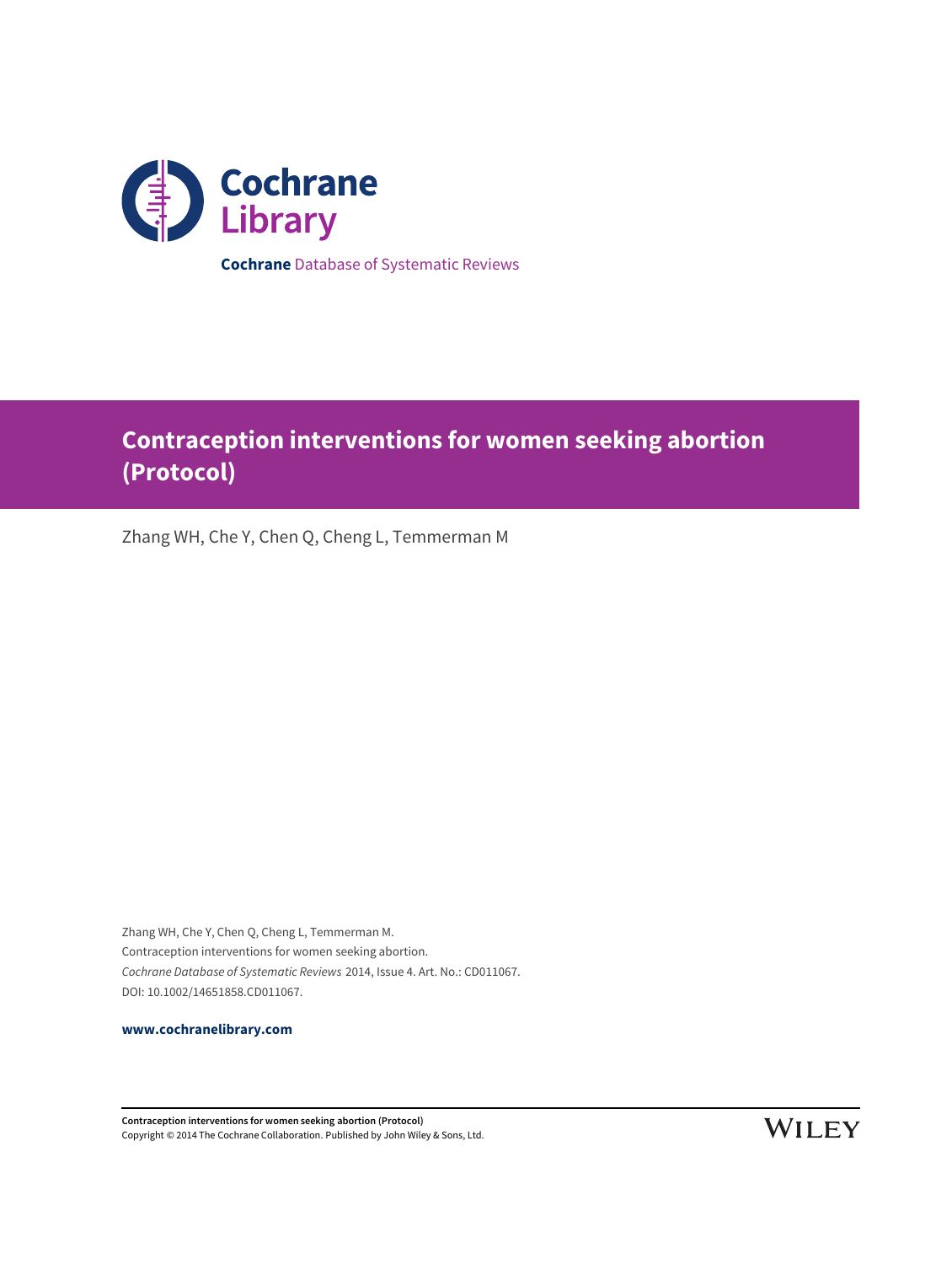Cochrane Library

**Cochrane** Database of Systematic Reviews

# Contraception interventions for women seeking abortion (Protocol)

Zhang WH, Che Y, Chen Q, Cheng L, Temmerman M

Zhang WH, Che Y, Chen Q, Cheng L, Temmerman M.
Contraception interventions for women seeking abortion.
*Cochrane Database of Systematic Reviews* 2014, Issue 4. Art. No.: CD011067.
DOI: 10.1002/14651858.CD011067.

**www.cochranelibrary.com**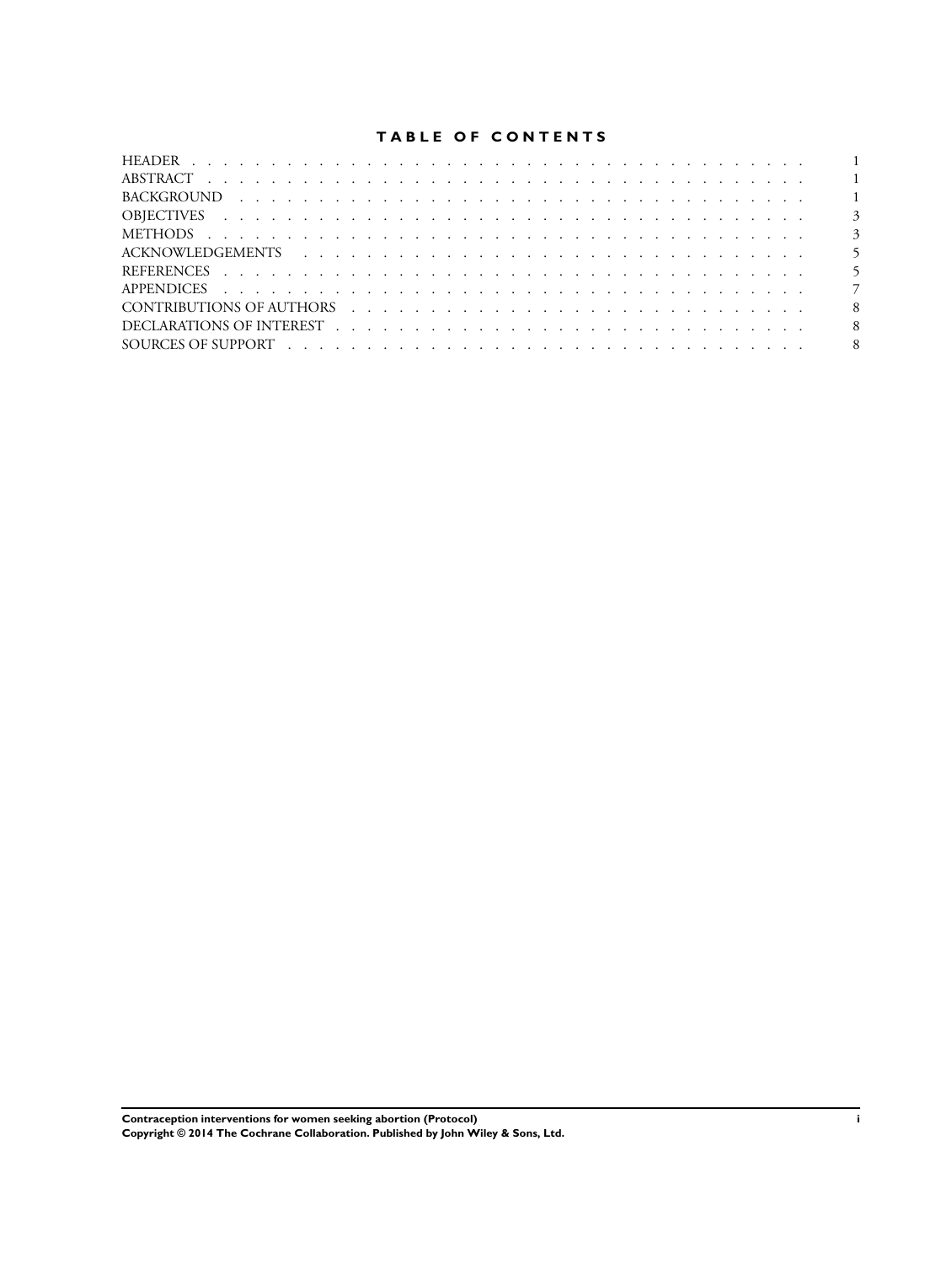# TABLE OF CONTENTS

| | |
|---|---|
| HEADER | 1 |
| ABSTRACT | 1 |
| BACKGROUND | 1 |
| OBJECTIVES | 3 |
| METHODS | 3 |
| ACKNOWLEDGEMENTS | 5 |
| REFERENCES | 5 |
| APPENDICES | 7 |
| CONTRIBUTIONS OF AUTHORS | 8 |
| DECLARATIONS OF INTEREST | 8 |
| SOURCES OF SUPPORT | 8 |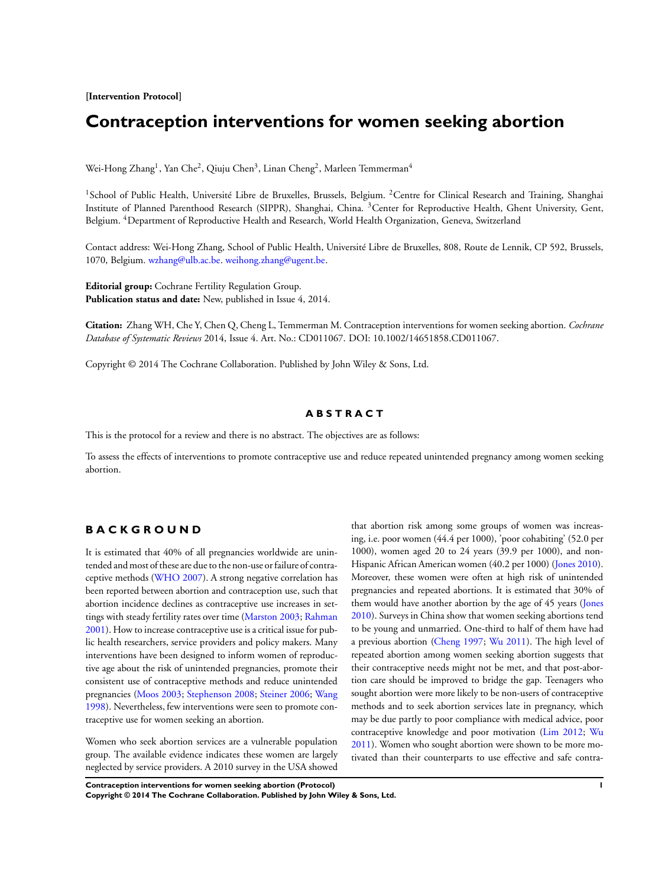[**Intervention Protocol**]

# Contraception interventions for women seeking abortion

Wei-Hong Zhang[1], Yan Che[2], Qiuju Chen[3], Linan Cheng[2], Marleen Temmerman[4]

[1]School of Public Health, Université Libre de Bruxelles, Brussels, Belgium. [2]Centre for Clinical Research and Training, Shanghai Institute of Planned Parenthood Research (SIPPR), Shanghai, China. [3]Center for Reproductive Health, Ghent University, Gent, Belgium. [4]Department of Reproductive Health and Research, World Health Organization, Geneva, Switzerland

Contact address: Wei-Hong Zhang, School of Public Health, Université Libre de Bruxelles, 808, Route de Lennik, CP 592, Brussels, 1070, Belgium. wzhang@ulb.ac.be. weihong.zhang@ugent.be.

**Editorial group:** Cochrane Fertility Regulation Group.
**Publication status and date:** New, published in Issue 4, 2014.

**Citation:** Zhang WH, Che Y, Chen Q, Cheng L, Temmerman M. Contraception interventions for women seeking abortion. *Cochrane Database of Systematic Reviews* 2014, Issue 4. Art. No.: CD011067. DOI: 10.1002/14651858.CD011067.

Copyright © 2014 The Cochrane Collaboration. Published by John Wiley & Sons, Ltd.

## ABSTRACT

This is the protocol for a review and there is no abstract. The objectives are as follows:

To assess the effects of interventions to promote contraceptive use and reduce repeated unintended pregnancy among women seeking abortion.

## BACKGROUND

It is estimated that 40% of all pregnancies worldwide are unintended and most of these are due to the non-use or failure of contraceptive methods (WHO 2007). A strong negative correlation has been reported between abortion and contraception use, such that abortion incidence declines as contraceptive use increases in settings with steady fertility rates over time (Marston 2003; Rahman 2001). How to increase contraceptive use is a critical issue for public health researchers, service providers and policy makers. Many interventions have been designed to inform women of reproductive age about the risk of unintended pregnancies, promote their consistent use of contraceptive methods and reduce unintended pregnancies (Moos 2003; Stephenson 2008; Steiner 2006; Wang 1998). Nevertheless, few interventions were seen to promote contraceptive use for women seeking an abortion.

Women who seek abortion services are a vulnerable population group. The available evidence indicates these women are largely neglected by service providers. A 2010 survey in the USA showed that abortion risk among some groups of women was increasing, i.e. poor women (44.4 per 1000), 'poor cohabiting' (52.0 per 1000), women aged 20 to 24 years (39.9 per 1000), and non-Hispanic African American women (40.2 per 1000) (Jones 2010). Moreover, these women were often at high risk of unintended pregnancies and repeated abortions. It is estimated that 30% of them would have another abortion by the age of 45 years (Jones 2010). Surveys in China show that women seeking abortions tend to be young and unmarried. One-third to half of them have had a previous abortion (Cheng 1997; Wu 2011). The high level of repeated abortion among women seeking abortion suggests that their contraceptive needs might not be met, and that post-abortion care should be improved to bridge the gap. Teenagers who sought abortion were more likely to be non-users of contraceptive methods and to seek abortion services late in pregnancy, which may be due partly to poor compliance with medical advice, poor contraceptive knowledge and poor motivation (Lim 2012; Wu 2011). Women who sought abortion were shown to be more motivated than their counterparts to use effective and safe contra-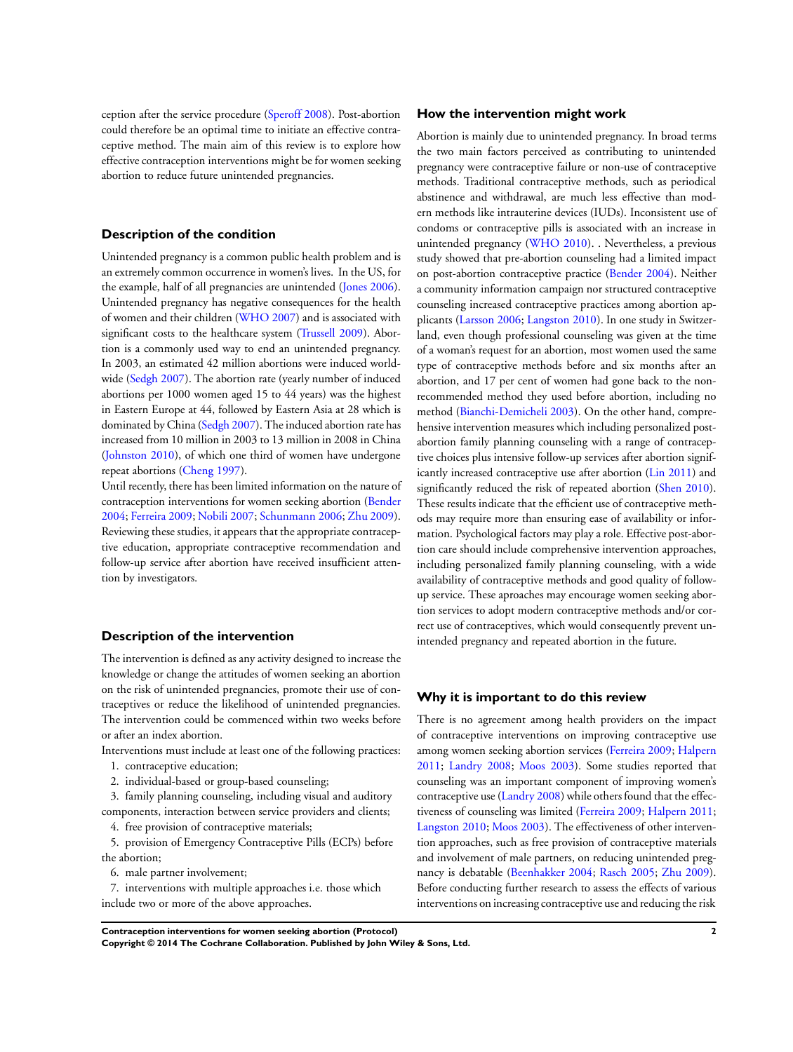ception after the service procedure (Speroff 2008). Post-abortion could therefore be an optimal time to initiate an effective contraceptive method. The main aim of this review is to explore how effective contraception interventions might be for women seeking abortion to reduce future unintended pregnancies.

## Description of the condition

Unintended pregnancy is a common public health problem and is an extremely common occurrence in women's lives. In the US, for the example, half of all pregnancies are unintended (Jones 2006). Unintended pregnancy has negative consequences for the health of women and their children (WHO 2007) and is associated with significant costs to the healthcare system (Trussell 2009). Abortion is a commonly used way to end an unintended pregnancy. In 2003, an estimated 42 million abortions were induced worldwide (Sedgh 2007). The abortion rate (yearly number of induced abortions per 1000 women aged 15 to 44 years) was the highest in Eastern Europe at 44, followed by Eastern Asia at 28 which is dominated by China (Sedgh 2007). The induced abortion rate has increased from 10 million in 2003 to 13 million in 2008 in China (Johnston 2010), of which one third of women have undergone repeat abortions (Cheng 1997).

Until recently, there has been limited information on the nature of contraception interventions for women seeking abortion (Bender 2004; Ferreira 2009; Nobili 2007; Schunmann 2006; Zhu 2009). Reviewing these studies, it appears that the appropriate contraceptive education, appropriate contraceptive recommendation and follow-up service after abortion have received insufficient attention by investigators.

## Description of the intervention

The intervention is defined as any activity designed to increase the knowledge or change the attitudes of women seeking an abortion on the risk of unintended pregnancies, promote their use of contraceptives or reduce the likelihood of unintended pregnancies. The intervention could be commenced within two weeks before or after an index abortion.

Interventions must include at least one of the following practices:

1. contraceptive education;
2. individual-based or group-based counseling;
3. family planning counseling, including visual and auditory components, interaction between service providers and clients;
4. free provision of contraceptive materials;
5. provision of Emergency Contraceptive Pills (ECPs) before the abortion;
6. male partner involvement;
7. interventions with multiple approaches i.e. those which include two or more of the above approaches.

## How the intervention might work

Abortion is mainly due to unintended pregnancy. In broad terms the two main factors perceived as contributing to unintended pregnancy were contraceptive failure or non-use of contraceptive methods. Traditional contraceptive methods, such as periodical abstinence and withdrawal, are much less effective than modern methods like intrauterine devices (IUDs). Inconsistent use of condoms or contraceptive pills is associated with an increase in unintended pregnancy (WHO 2010). . Nevertheless, a previous study showed that pre-abortion counseling had a limited impact on post-abortion contraceptive practice (Bender 2004). Neither a community information campaign nor structured contraceptive counseling increased contraceptive practices among abortion applicants (Larsson 2006; Langston 2010). In one study in Switzerland, even though professional counseling was given at the time of a woman's request for an abortion, most women used the same type of contraceptive methods before and six months after an abortion, and 17 per cent of women had gone back to the non-recommended method they used before abortion, including no method (Bianchi-Demicheli 2003). On the other hand, comprehensive intervention measures which including personalized post-abortion family planning counseling with a range of contraceptive choices plus intensive follow-up services after abortion significantly increased contraceptive use after abortion (Lin 2011) and significantly reduced the risk of repeated abortion (Shen 2010). These results indicate that the efficient use of contraceptive methods may require more than ensuring ease of availability or information. Psychological factors may play a role. Effective post-abortion care should include comprehensive intervention approaches, including personalized family planning counseling, with a wide availability of contraceptive methods and good quality of follow-up service. These approaches may encourage women seeking abortion services to adopt modern contraceptive methods and/or correct use of contraceptives, which would consequently prevent unintended pregnancy and repeated abortion in the future.

## Why it is important to do this review

There is no agreement among health providers on the impact of contraceptive interventions on improving contraceptive use among women seeking abortion services (Ferreira 2009; Halpern 2011; Landry 2008; Moos 2003). Some studies reported that counseling was an important component of improving women's contraceptive use (Landry 2008) while others found that the effectiveness of counseling was limited (Ferreira 2009; Halpern 2011; Langston 2010; Moos 2003). The effectiveness of other intervention approaches, such as free provision of contraceptive materials and involvement of male partners, on reducing unintended pregnancy is debatable (Beenhakker 2004; Rasch 2005; Zhu 2009). Before conducting further research to assess the effects of various interventions on increasing contraceptive use and reducing the risk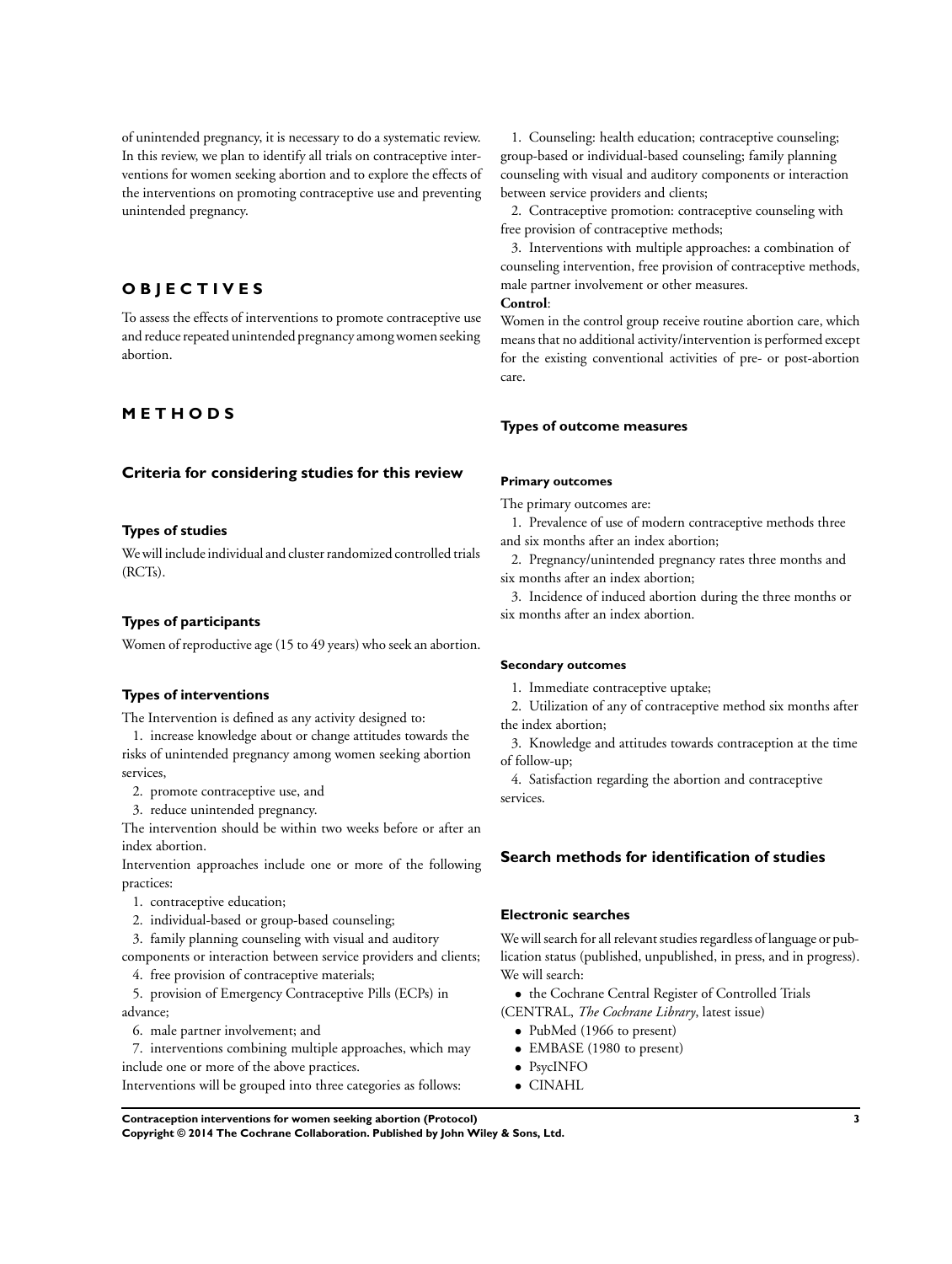of unintended pregnancy, it is necessary to do a systematic review. In this review, we plan to identify all trials on contraceptive interventions for women seeking abortion and to explore the effects of the interventions on promoting contraceptive use and preventing unintended pregnancy.

# OBJECTIVES

To assess the effects of interventions to promote contraceptive use and reduce repeated unintended pregnancy among women seeking abortion.

# METHODS

## Criteria for considering studies for this review

### Types of studies

We will include individual and cluster randomized controlled trials (RCTs).

### Types of participants

Women of reproductive age (15 to 49 years) who seek an abortion.

### Types of interventions

The Intervention is defined as any activity designed to:

1. increase knowledge about or change attitudes towards the risks of unintended pregnancy among women seeking abortion services,
2. promote contraceptive use, and
3. reduce unintended pregnancy.

The intervention should be within two weeks before or after an index abortion.

Intervention approaches include one or more of the following practices:

1. contraceptive education;
2. individual-based or group-based counseling;
3. family planning counseling with visual and auditory components or interaction between service providers and clients;
4. free provision of contraceptive materials;
5. provision of Emergency Contraceptive Pills (ECPs) in advance;
6. male partner involvement; and
7. interventions combining multiple approaches, which may include one or more of the above practices.

Interventions will be grouped into three categories as follows:

1. Counseling: health education; contraceptive counseling; group-based or individual-based counseling; family planning counseling with visual and auditory components or interaction between service providers and clients;
2. Contraceptive promotion: contraceptive counseling with free provision of contraceptive methods;
3. Interventions with multiple approaches: a combination of counseling intervention, free provision of contraceptive methods, male partner involvement or other measures.

**Control**:

Women in the control group receive routine abortion care, which means that no additional activity/intervention is performed except for the existing conventional activities of pre- or post-abortion care.

### Types of outcome measures

#### Primary outcomes

The primary outcomes are:

1. Prevalence of use of modern contraceptive methods three and six months after an index abortion;
2. Pregnancy/unintended pregnancy rates three months and six months after an index abortion;
3. Incidence of induced abortion during the three months or six months after an index abortion.

#### Secondary outcomes

1. Immediate contraceptive uptake;
2. Utilization of any of contraceptive method six months after the index abortion;
3. Knowledge and attitudes towards contraception at the time of follow-up;
4. Satisfaction regarding the abortion and contraceptive services.

## Search methods for identification of studies

### Electronic searches

We will search for all relevant studies regardless of language or publication status (published, unpublished, in press, and in progress). We will search:

- the Cochrane Central Register of Controlled Trials (CENTRAL, *The Cochrane Library*, latest issue)
- PubMed (1966 to present)
- EMBASE (1980 to present)
- PsycINFO
- CINAHL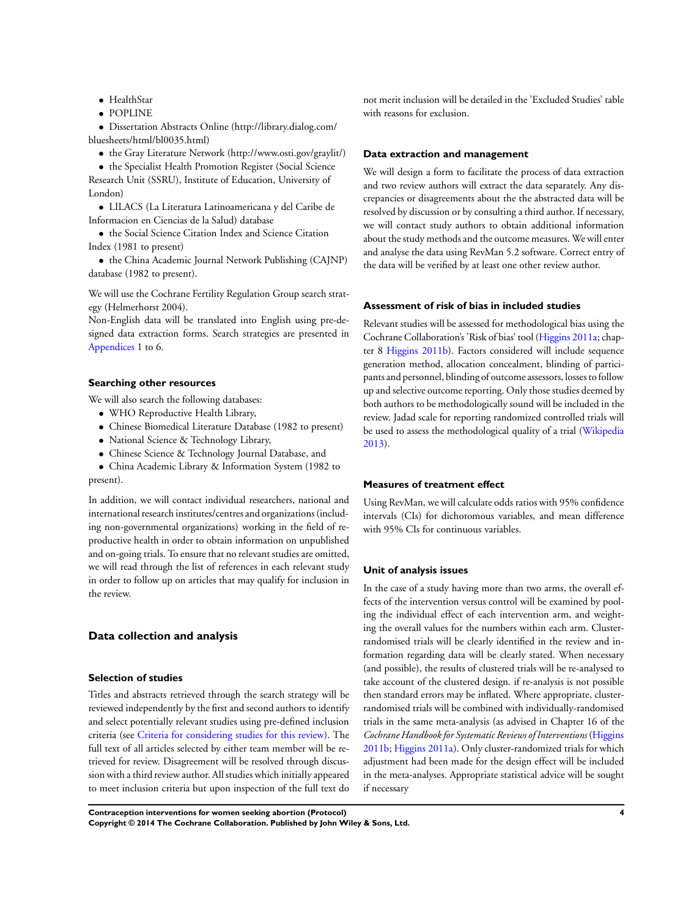- HealthStar
- POPLINE
- Dissertation Abstracts Online (http://library.dialog.com/bluesheets/html/bl0035.html)
- the Gray Literature Network (http://www.osti.gov/graylit/)
- the Specialist Health Promotion Register (Social Science Research Unit (SSRU), Institute of Education, University of London)
- LILACS (La Literatura Latinoamericana y del Caribe de Informacion en Ciencias de la Salud) database
- the Social Science Citation Index and Science Citation Index (1981 to present)
- the China Academic Journal Network Publishing (CAJNP) database (1982 to present).

We will use the Cochrane Fertility Regulation Group search strategy (Helmerhorst 2004).

Non-English data will be translated into English using pre-designed data extraction forms. Search strategies are presented in Appendices 1 to 6.

### Searching other resources

We will also search the following databases:

- WHO Reproductive Health Library,
- Chinese Biomedical Literature Database (1982 to present)
- National Science & Technology Library,
- Chinese Science & Technology Journal Database, and
- China Academic Library & Information System (1982 to present).

In addition, we will contact individual researchers, national and international research institutes/centres and organizations (including non-governmental organizations) working in the field of reproductive health in order to obtain information on unpublished and on-going trials. To ensure that no relevant studies are omitted, we will read through the list of references in each relevant study in order to follow up on articles that may qualify for inclusion in the review.

## Data collection and analysis

### Selection of studies

Titles and abstracts retrieved through the search strategy will be reviewed independently by the first and second authors to identify and select potentially relevant studies using pre-defined inclusion criteria (see Criteria for considering studies for this review). The full text of all articles selected by either team member will be retrieved for review. Disagreement will be resolved through discussion with a third review author. All studies which initially appeared to meet inclusion criteria but upon inspection of the full text do not merit inclusion will be detailed in the 'Excluded Studies' table with reasons for exclusion.

### Data extraction and management

We will design a form to facilitate the process of data extraction and two review authors will extract the data separately. Any discrepancies or disagreements about the the abstracted data will be resolved by discussion or by consulting a third author. If necessary, we will contact study authors to obtain additional information about the study methods and the outcome measures. We will enter and analyse the data using RevMan 5.2 software. Correct entry of the data will be verified by at least one other review author.

### Assessment of risk of bias in included studies

Relevant studies will be assessed for methodological bias using the Cochrane Collaboration's 'Risk of bias' tool (Higgins 2011a; chapter 8 Higgins 2011b). Factors considered will include sequence generation method, allocation concealment, blinding of participants and personnel, blinding of outcome assessors, losses to follow up and selective outcome reporting. Only those studies deemed by both authors to be methodologically sound will be included in the review. Jadad scale for reporting randomized controlled trials will be used to assess the methodological quality of a trial (Wikipedia 2013).

### Measures of treatment effect

Using RevMan, we will calculate odds ratios with 95% confidence intervals (CIs) for dichotomous variables, and mean difference with 95% CIs for continuous variables.

### Unit of analysis issues

In the case of a study having more than two arms, the overall effects of the intervention versus control will be examined by pooling the individual effect of each intervention arm, and weighting the overall values for the numbers within each arm. Cluster-randomised trials will be clearly identified in the review and information regarding data will be clearly stated. When necessary (and possible), the results of clustered trials will be re-analysed to take account of the clustered design. if re-analysis is not possible then standard errors may be inflated. Where appropriate, cluster-randomised trials will be combined with individually-randomised trials in the same meta-analysis (as advised in Chapter 16 of the *Cochrane Handbook for Systematic Reviews of Interventions* (Higgins 2011b; Higgins 2011a). Only cluster-randomized trials for which adjustment had been made for the design effect will be included in the meta-analyses. Appropriate statistical advice will be sought if necessary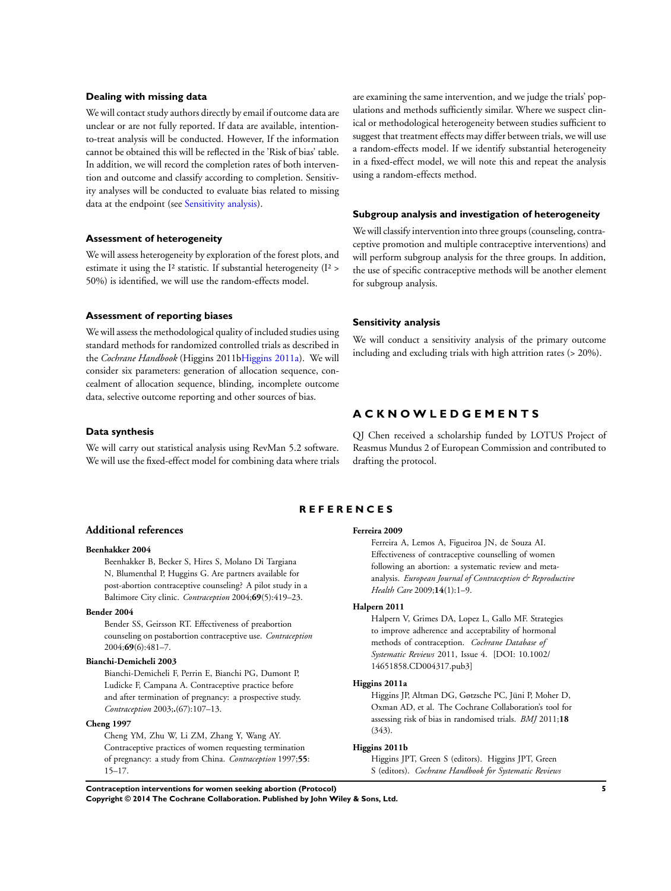### Dealing with missing data

We will contact study authors directly by email if outcome data are unclear or are not fully reported. If data are available, intention-to-treat analysis will be conducted. However, If the information cannot be obtained this will be reflected in the 'Risk of bias' table. In addition, we will record the completion rates of both intervention and outcome and classify according to completion. Sensitivity analyses will be conducted to evaluate bias related to missing data at the endpoint (see Sensitivity analysis).

### Assessment of heterogeneity

We will assess heterogeneity by exploration of the forest plots, and estimate it using the $I^2$ statistic. If substantial heterogeneity ($I^2 > 50\%$) is identified, we will use the random-effects model.

### Assessment of reporting biases

We will assess the methodological quality of included studies using standard methods for randomized controlled trials as described in the *Cochrane Handbook* (Higgins 2011bHiggins 2011a). We will consider six parameters: generation of allocation sequence, concealment of allocation sequence, blinding, incomplete outcome data, selective outcome reporting and other sources of bias.

### Data synthesis

We will carry out statistical analysis using RevMan 5.2 software. We will use the fixed-effect model for combining data where trials are examining the same intervention, and we judge the trials' populations and methods sufficiently similar. Where we suspect clinical or methodological heterogeneity between studies sufficient to suggest that treatment effects may differ between trials, we will use a random-effects model. If we identify substantial heterogeneity in a fixed-effect model, we will note this and repeat the analysis using a random-effects method.

### Subgroup analysis and investigation of heterogeneity

We will classify intervention into three groups (counseling, contraceptive promotion and multiple contraceptive interventions) and will perform subgroup analysis for the three groups. In addition, the use of specific contraceptive methods will be another element for subgroup analysis.

### Sensitivity analysis

We will conduct a sensitivity analysis of the primary outcome including and excluding trials with high attrition rates (> 20%).

# ACKNOWLEDGEMENTS

QJ Chen received a scholarship funded by LOTUS Project of Reasmus Mundus 2 of European Commission and contributed to drafting the protocol.

# REFERENCES

## Additional references

**Beenhakker 2004**
Beenhakker B, Becker S, Hires S, Molano Di Targiana N, Blumenthal P, Huggins G. Are partners available for post-abortion contraceptive counseling? A pilot study in a Baltimore City clinic. *Contraception* 2004;**69**(5):419–23.

**Bender 2004**
Bender SS, Geirsson RT. Effectiveness of preabortion counseling on postabortion contraceptive use. *Contraception* 2004;**69**(6):481–7.

**Bianchi-Demicheli 2003**
Bianchi-Demicheli F, Perrin E, Bianchi PG, Dumont P, Ludicke F, Campana A. Contraceptive practice before and after termination of pregnancy: a prospective study. *Contraception* 2003;**.**(67):107–13.

**Cheng 1997**
Cheng YM, Zhu W, Li ZM, Zhang Y, Wang AY. Contraceptive practices of women requesting termination of pregnancy: a study from China. *Contraception* 1997;**55**: 15–17.

**Ferreira 2009**
Ferreira A, Lemos A, Figueiroa JN, de Souza AI. Effectiveness of contraceptive counselling of women following an abortion: a systematic review and meta-analysis. *European Journal of Contraception & Reproductive Health Care* 2009;**14**(1):1–9.

**Halpern 2011**
Halpern V, Grimes DA, Lopez L, Gallo MF. Strategies to improve adherence and acceptability of hormonal methods of contraception. *Cochrane Database of Systematic Reviews* 2011, Issue 4. [DOI: 10.1002/14651858.CD004317.pub3]

**Higgins 2011a**
Higgins JP, Altman DG, Gøtzsche PC, Jüni P, Moher D, Oxman AD, et al. The Cochrane Collaboration's tool for assessing risk of bias in randomised trials. *BMJ* 2011;**18** (343).

**Higgins 2011b**
Higgins JPT, Green S (editors). Higgins JPT, Green S (editors). *Cochrane Handbook for Systematic Reviews*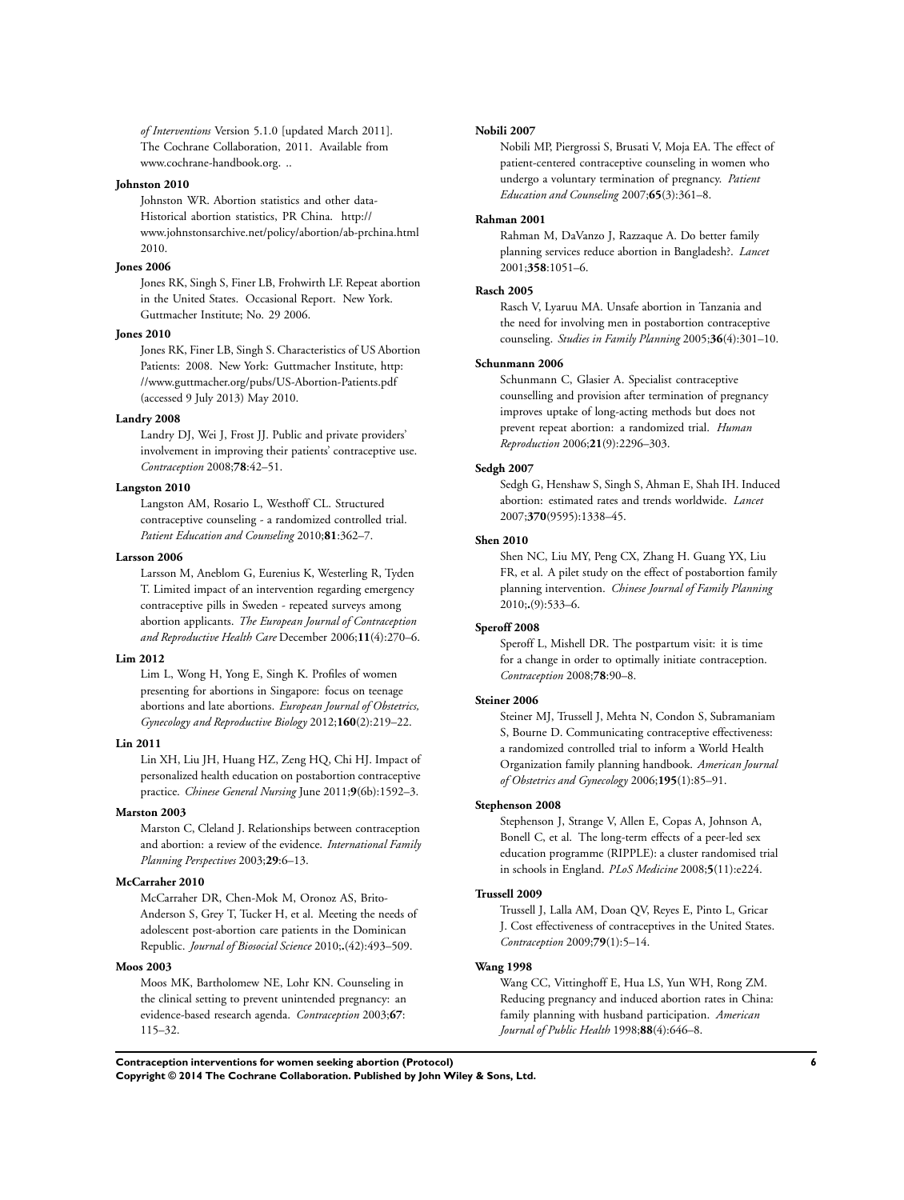*of Interventions* Version 5.1.0 [updated March 2011]. The Cochrane Collaboration, 2011. Available from www.cochrane-handbook.org. ..

**Johnston 2010**

Johnston WR. Abortion statistics and other data-Historical abortion statistics, PR China. http://www.johnstonsarchive.net/policy/abortion/ab-prchina.html 2010.

**Jones 2006**

Jones RK, Singh S, Finer LB, Frohwirth LF. Repeat abortion in the United States. Occasional Report. New York. Guttmacher Institute; No. 29 2006.

**Jones 2010**

Jones RK, Finer LB, Singh S. Characteristics of US Abortion Patients: 2008. New York: Guttmacher Institute, http://www.guttmacher.org/pubs/US-Abortion-Patients.pdf (accessed 9 July 2013) May 2010.

**Landry 2008**

Landry DJ, Wei J, Frost JJ. Public and private providers' involvement in improving their patients' contraceptive use. *Contraception* 2008;**78**:42–51.

**Langston 2010**

Langston AM, Rosario L, Westhoff CL. Structured contraceptive counseling - a randomized controlled trial. *Patient Education and Counseling* 2010;**81**:362–7.

**Larsson 2006**

Larsson M, Aneblom G, Eurenius K, Westerling R, Tyden T. Limited impact of an intervention regarding emergency contraceptive pills in Sweden - repeated surveys among abortion applicants. *The European Journal of Contraception and Reproductive Health Care* December 2006;**11**(4):270–6.

**Lim 2012**

Lim L, Wong H, Yong E, Singh K. Profiles of women presenting for abortions in Singapore: focus on teenage abortions and late abortions. *European Journal of Obstetrics, Gynecology and Reproductive Biology* 2012;**160**(2):219–22.

**Lin 2011**

Lin XH, Liu JH, Huang HZ, Zeng HQ, Chi HJ. Impact of personalized health education on postabortion contraceptive practice. *Chinese General Nursing* June 2011;**9**(6b):1592–3.

**Marston 2003**

Marston C, Cleland J. Relationships between contraception and abortion: a review of the evidence. *International Family Planning Perspectives* 2003;**29**:6–13.

**McCarraher 2010**

McCarraher DR, Chen-Mok M, Oronoz AS, Brito-Anderson S, Grey T, Tucker H, et al. Meeting the needs of adolescent post-abortion care patients in the Dominican Republic. *Journal of Biosocial Science* 2010;**.**(42):493–509.

**Moos 2003**

Moos MK, Bartholomew NE, Lohr KN. Counseling in the clinical setting to prevent unintended pregnancy: an evidence-based research agenda. *Contraception* 2003;**67**: 115–32.

**Nobili 2007**

Nobili MP, Piergrossi S, Brusati V, Moja EA. The effect of patient-centered contraceptive counseling in women who undergo a voluntary termination of pregnancy. *Patient Education and Counseling* 2007;**65**(3):361–8.

**Rahman 2001**

Rahman M, DaVanzo J, Razzaque A. Do better family planning services reduce abortion in Bangladesh?. *Lancet* 2001;**358**:1051–6.

**Rasch 2005**

Rasch V, Lyaruu MA. Unsafe abortion in Tanzania and the need for involving men in postabortion contraceptive counseling. *Studies in Family Planning* 2005;**36**(4):301–10.

**Schunmann 2006**

Schunmann C, Glasier A. Specialist contraceptive counselling and provision after termination of pregnancy improves uptake of long-acting methods but does not prevent repeat abortion: a randomized trial. *Human Reproduction* 2006;**21**(9):2296–303.

**Sedgh 2007**

Sedgh G, Henshaw S, Singh S, Ahman E, Shah IH. Induced abortion: estimated rates and trends worldwide. *Lancet* 2007;**370**(9595):1338–45.

**Shen 2010**

Shen NC, Liu MY, Peng CX, Zhang H. Guang YX, Liu FR, et al. A pilet study on the effect of postabortion family planning intervention. *Chinese Journal of Family Planning* 2010;**.**(9):533–6.

**Speroff 2008**

Speroff L, Mishell DR. The postpartum visit: it is time for a change in order to optimally initiate contraception. *Contraception* 2008;**78**:90–8.

**Steiner 2006**

Steiner MJ, Trussell J, Mehta N, Condon S, Subramaniam S, Bourne D. Communicating contraceptive effectiveness: a randomized controlled trial to inform a World Health Organization family planning handbook. *American Journal of Obstetrics and Gynecology* 2006;**195**(1):85–91.

**Stephenson 2008**

Stephenson J, Strange V, Allen E, Copas A, Johnson A, Bonell C, et al. The long-term effects of a peer-led sex education programme (RIPPLE): a cluster randomised trial in schools in England. *PLoS Medicine* 2008;**5**(11):e224.

**Trussell 2009**

Trussell J, Lalla AM, Doan QV, Reyes E, Pinto L, Gricar J. Cost effectiveness of contraceptives in the United States. *Contraception* 2009;**79**(1):5–14.

**Wang 1998**

Wang CC, Vittinghoff E, Hua LS, Yun WH, Rong ZM. Reducing pregnancy and induced abortion rates in China: family planning with husband participation. *American Journal of Public Health* 1998;**88**(4):646–8.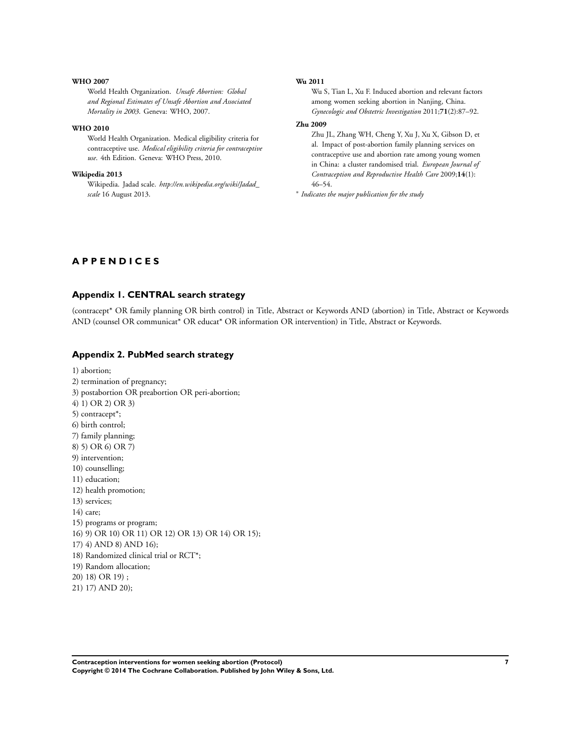**WHO 2007**

World Health Organization. *Unsafe Abortion: Global and Regional Estimates of Unsafe Abortion and Associated Mortality in 2003*. Geneva: WHO, 2007.

**WHO 2010**

World Health Organization. Medical eligibility criteria for contraceptive use. *Medical eligibility criteria for contraceptive use*. 4th Edition. Geneva: WHO Press, 2010.

**Wikipedia 2013**

Wikipedia. Jadad scale. *http://en.wikipedia.org/wiki/Jadad_scale* 16 August 2013.

**Wu 2011**

Wu S, Tian L, Xu F. Induced abortion and relevant factors among women seeking abortion in Nanjing, China. *Gynecologic and Obstetric Investigation* 2011;**71**(2):87–92.

**Zhu 2009**

Zhu JL, Zhang WH, Cheng Y, Xu J, Xu X, Gibson D, et al. Impact of post-abortion family planning services on contraceptive use and abortion rate among young women in China: a cluster randomised trial. *European Journal of Contraception and Reproductive Health Care* 2009;**14**(1): 46–54.

* *Indicates the major publication for the study*

# APPENDICES

## Appendix 1. CENTRAL search strategy

(contracept* OR family planning OR birth control) in Title, Abstract or Keywords AND (abortion) in Title, Abstract or Keywords AND (counsel OR communicat* OR educat* OR information OR intervention) in Title, Abstract or Keywords.

## Appendix 2. PubMed search strategy

1) abortion;
2) termination of pregnancy;
3) postabortion OR preabortion OR peri-abortion;
4) 1) OR 2) OR 3)
5) contracept*;
6) birth control;
7) family planning;
8) 5) OR 6) OR 7)
9) intervention;
10) counselling;
11) education;
12) health promotion;
13) services;
14) care;
15) programs or program;
16) 9) OR 10) OR 11) OR 12) OR 13) OR 14) OR 15);
17) 4) AND 8) AND 16);
18) Randomized clinical trial or RCT*;
19) Random allocation;
20) 18) OR 19) ;
21) 17) AND 20);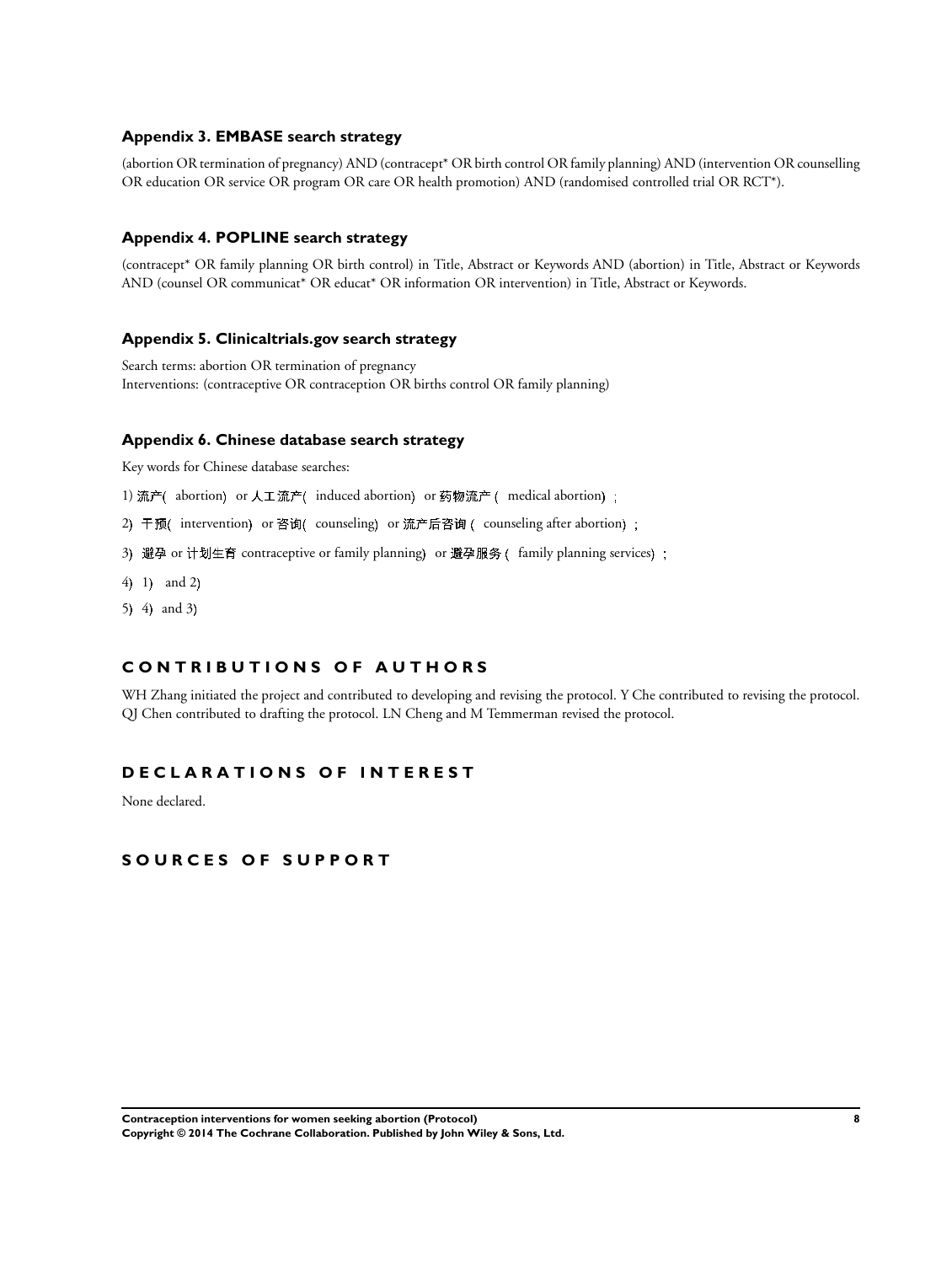### Appendix 3. EMBASE search strategy

(abortion OR termination of pregnancy) AND (contracept* OR birth control OR family planning) AND (intervention OR counselling OR education OR service OR program OR care OR health promotion) AND (randomised controlled trial OR RCT*).

### Appendix 4. POPLINE search strategy

(contracept* OR family planning OR birth control) in Title, Abstract or Keywords AND (abortion) in Title, Abstract or Keywords AND (counsel OR communicat* OR educat* OR information OR intervention) in Title, Abstract or Keywords.

### Appendix 5. Clinicaltrials.gov search strategy

Search terms: abortion OR termination of pregnancy
Interventions: (contraceptive OR contraception OR births control OR family planning)

### Appendix 6. Chinese database search strategy

Key words for Chinese database searches:

1) 流产( abortion) or 人工流产( induced abortion) or 药物流产 ( medical abortion) ;

2) 干预( intervention) or 咨询( counseling) or 流产后咨询 ( counseling after abortion) ;

3) 避孕 or 计划生育 contraceptive or family planning) or 避孕服务 ( family planning services) ;

4) 1) and 2)

5) 4) and 3)

## CONTRIBUTIONS OF AUTHORS

WH Zhang initiated the project and contributed to developing and revising the protocol. Y Che contributed to revising the protocol. QJ Chen contributed to drafting the protocol. LN Cheng and M Temmerman revised the protocol.

## DECLARATIONS OF INTEREST

None declared.

## SOURCES OF SUPPORT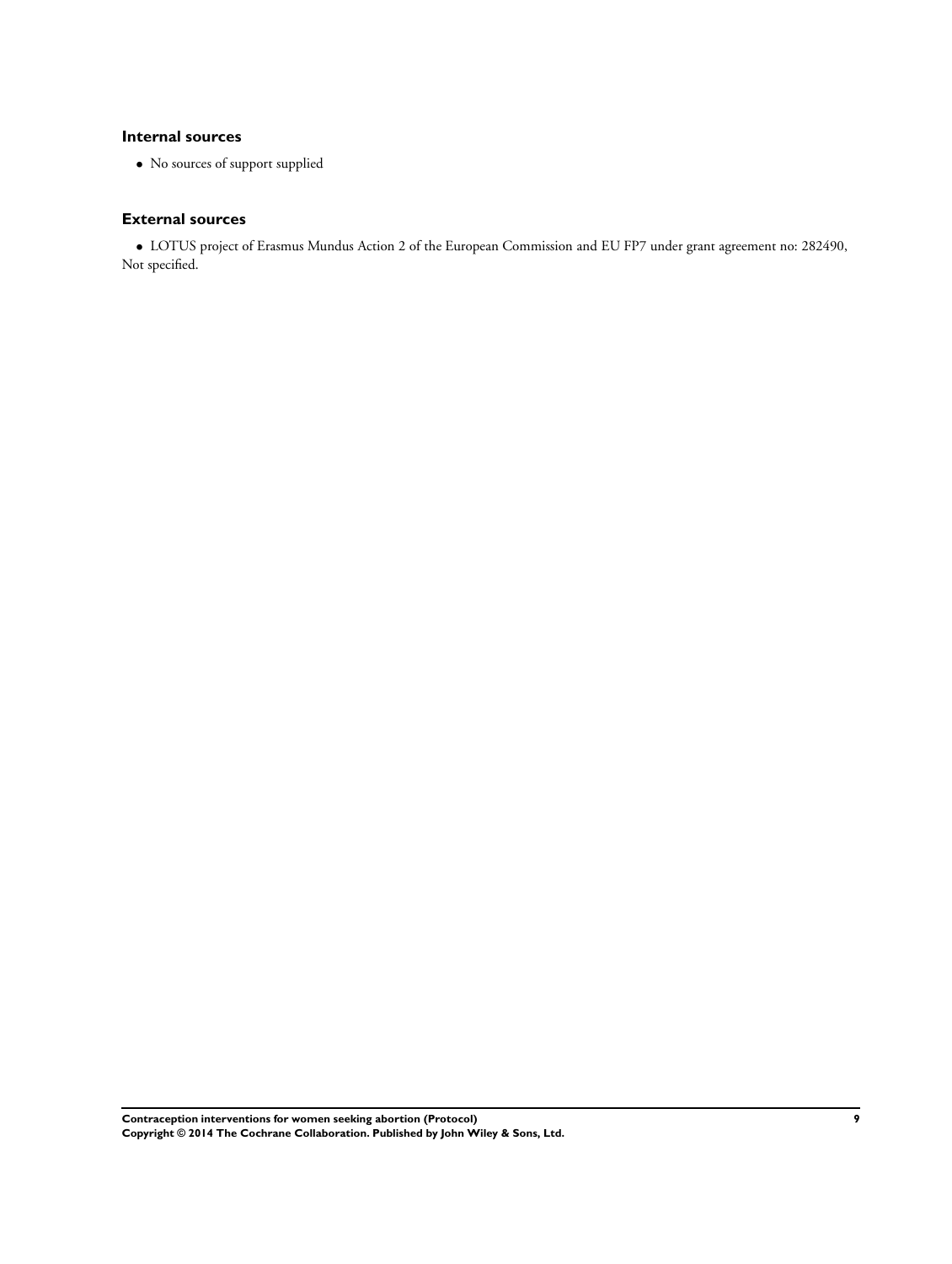### Internal sources

- No sources of support supplied

### External sources

- LOTUS project of Erasmus Mundus Action 2 of the European Commission and EU FP7 under grant agreement no: 282490, Not specified.